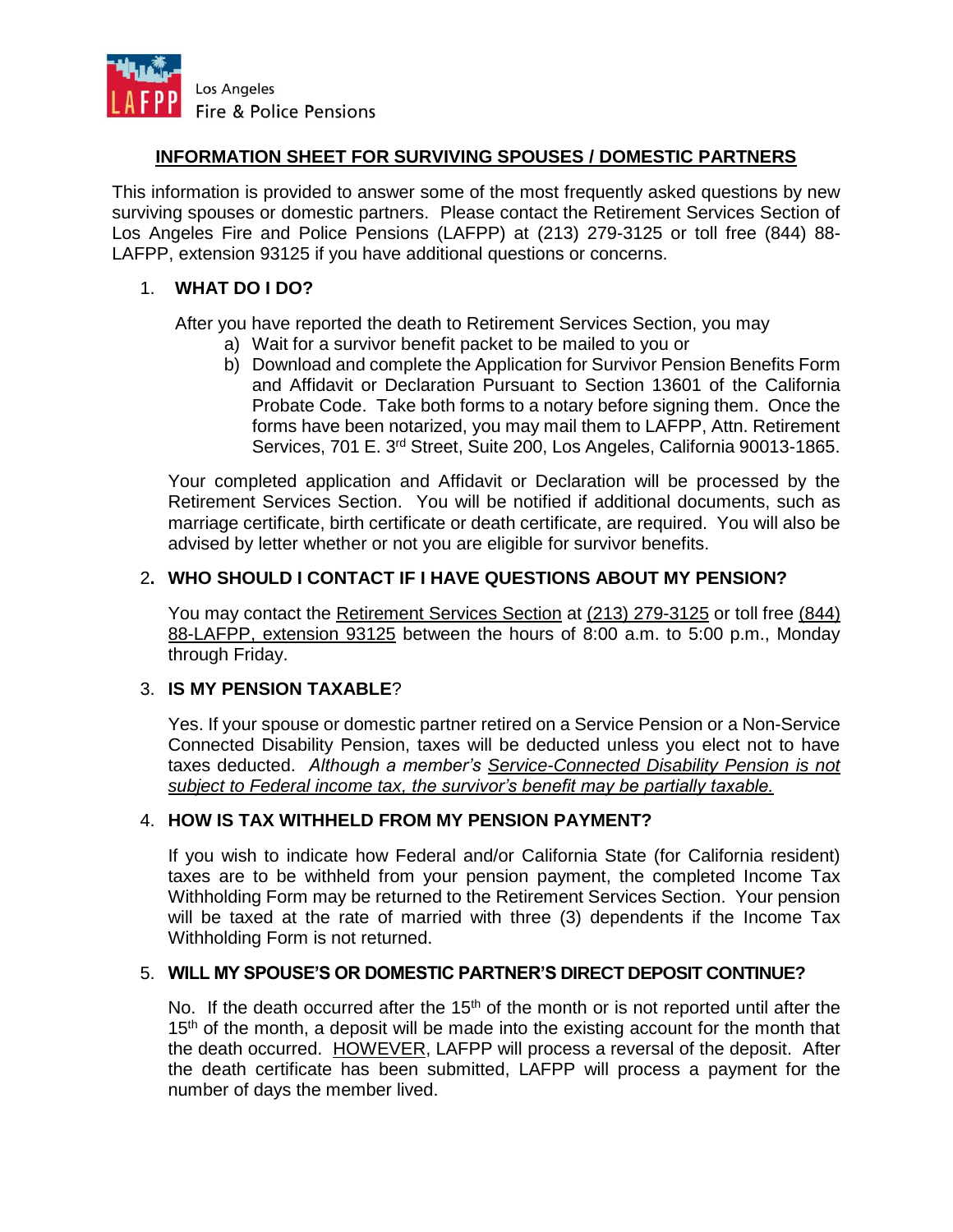Los Angeles
Fire & Police Pensions

# INFORMATION SHEET FOR SURVIVING SPOUSES / DOMESTIC PARTNERS

This information is provided to answer some of the most frequently asked questions by new surviving spouses or domestic partners. Please contact the Retirement Services Section of Los Angeles Fire and Police Pensions (LAFPP) at (213) 279-3125 or toll free (844) 88-LAFPP, extension 93125 if you have additional questions or concerns.

## 1. WHAT DO I DO?

After you have reported the death to Retirement Services Section, you may

a) Wait for a survivor benefit packet to be mailed to you or
b) Download and complete the Application for Survivor Pension Benefits Form and Affidavit or Declaration Pursuant to Section 13601 of the California Probate Code. Take both forms to a notary before signing them. Once the forms have been notarized, you may mail them to LAFPP, Attn. Retirement Services, 701 E. 3rd Street, Suite 200, Los Angeles, California 90013-1865.

Your completed application and Affidavit or Declaration will be processed by the Retirement Services Section. You will be notified if additional documents, such as marriage certificate, birth certificate or death certificate, are required. You will also be advised by letter whether or not you are eligible for survivor benefits.

## 2. WHO SHOULD I CONTACT IF I HAVE QUESTIONS ABOUT MY PENSION?

You may contact the Retirement Services Section at (213) 279-3125 or toll free (844) 88-LAFPP, extension 93125 between the hours of 8:00 a.m. to 5:00 p.m., Monday through Friday.

## 3. IS MY PENSION TAXABLE?

Yes. If your spouse or domestic partner retired on a Service Pension or a Non-Service Connected Disability Pension, taxes will be deducted unless you elect not to have taxes deducted. *Although a member's Service-Connected Disability Pension is not subject to Federal income tax, the survivor's benefit may be partially taxable.*

## 4. HOW IS TAX WITHHELD FROM MY PENSION PAYMENT?

If you wish to indicate how Federal and/or California State (for California resident) taxes are to be withheld from your pension payment, the completed Income Tax Withholding Form may be returned to the Retirement Services Section. Your pension will be taxed at the rate of married with three (3) dependents if the Income Tax Withholding Form is not returned.

## 5. WILL MY SPOUSE'S OR DOMESTIC PARTNER'S DIRECT DEPOSIT CONTINUE?

No. If the death occurred after the 15th of the month or is not reported until after the 15th of the month, a deposit will be made into the existing account for the month that the death occurred. HOWEVER, LAFPP will process a reversal of the deposit. After the death certificate has been submitted, LAFPP will process a payment for the number of days the member lived.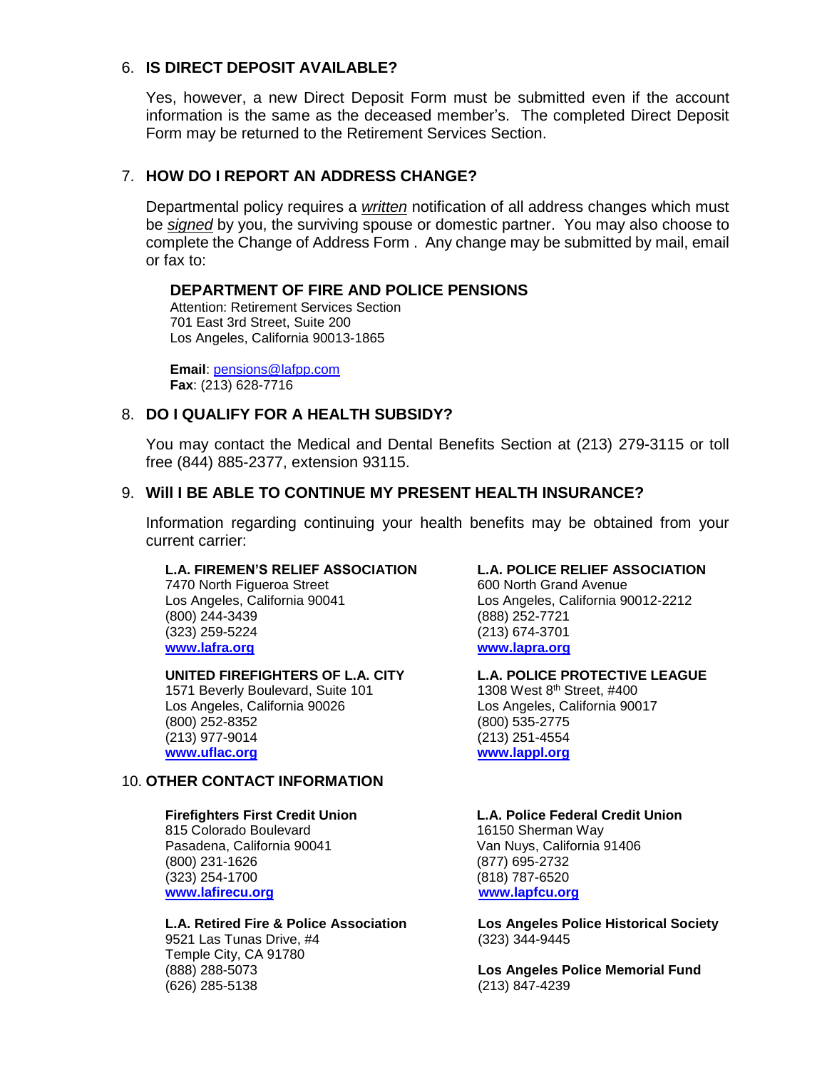6. **IS DIRECT DEPOSIT AVAILABLE?**

   Yes, however, a new Direct Deposit Form must be submitted even if the account information is the same as the deceased member's. The completed Direct Deposit Form may be returned to the Retirement Services Section.

7. **HOW DO I REPORT AN ADDRESS CHANGE?**

   Departmental policy requires a ***written*** notification of all address changes which must be ***signed*** by you, the surviving spouse or domestic partner. You may also choose to complete the Change of Address Form . Any change may be submitted by mail, email or fax to:

   **DEPARTMENT OF FIRE AND POLICE PENSIONS**
   Attention: Retirement Services Section
   701 East 3rd Street, Suite 200
   Los Angeles, California 90013-1865

   **Email**: pensions@lafpp.com
   **Fax**: (213) 628-7716

8. **DO I QUALIFY FOR A HEALTH SUBSIDY?**

   You may contact the Medical and Dental Benefits Section at (213) 279-3115 or toll free (844) 885-2377, extension 93115.

9. **Will I BE ABLE TO CONTINUE MY PRESENT HEALTH INSURANCE?**

   Information regarding continuing your health benefits may be obtained from your current carrier:

   **L.A. FIREMEN'S RELIEF ASSOCIATION**
   7470 North Figueroa Street
   Los Angeles, California 90041
   (800) 244-3439
   (323) 259-5224
   **www.lafra.org**

   **L.A. POLICE RELIEF ASSOCIATION**
   600 North Grand Avenue
   Los Angeles, California 90012-2212
   (888) 252-7721
   (213) 674-3701
   **www.lapra.org**

   **UNITED FIREFIGHTERS OF L.A. CITY**
   1571 Beverly Boulevard, Suite 101
   Los Angeles, California 90026
   (800) 252-8352
   (213) 977-9014
   **www.uflac.org**

   **L.A. POLICE PROTECTIVE LEAGUE**
   1308 West 8th Street, #400
   Los Angeles, California 90017
   (800) 535-2775
   (213) 251-4554
   **www.lappl.org**

10. **OTHER CONTACT INFORMATION**

    **Firefighters First Credit Union**
    815 Colorado Boulevard
    Pasadena, California 90041
    (800) 231-1626
    (323) 254-1700
    **www.lafirecu.org**

    **L.A. Police Federal Credit Union**
    16150 Sherman Way
    Van Nuys, California 91406
    (877) 695-2732
    (818) 787-6520
    **www.lapfcu.org**

    **L.A. Retired Fire & Police Association**
    9521 Las Tunas Drive, #4
    Temple City, CA 91780
    (888) 288-5073
    (626) 285-5138

    **Los Angeles Police Historical Society**
    (323) 344-9445

    **Los Angeles Police Memorial Fund**
    (213) 847-4239